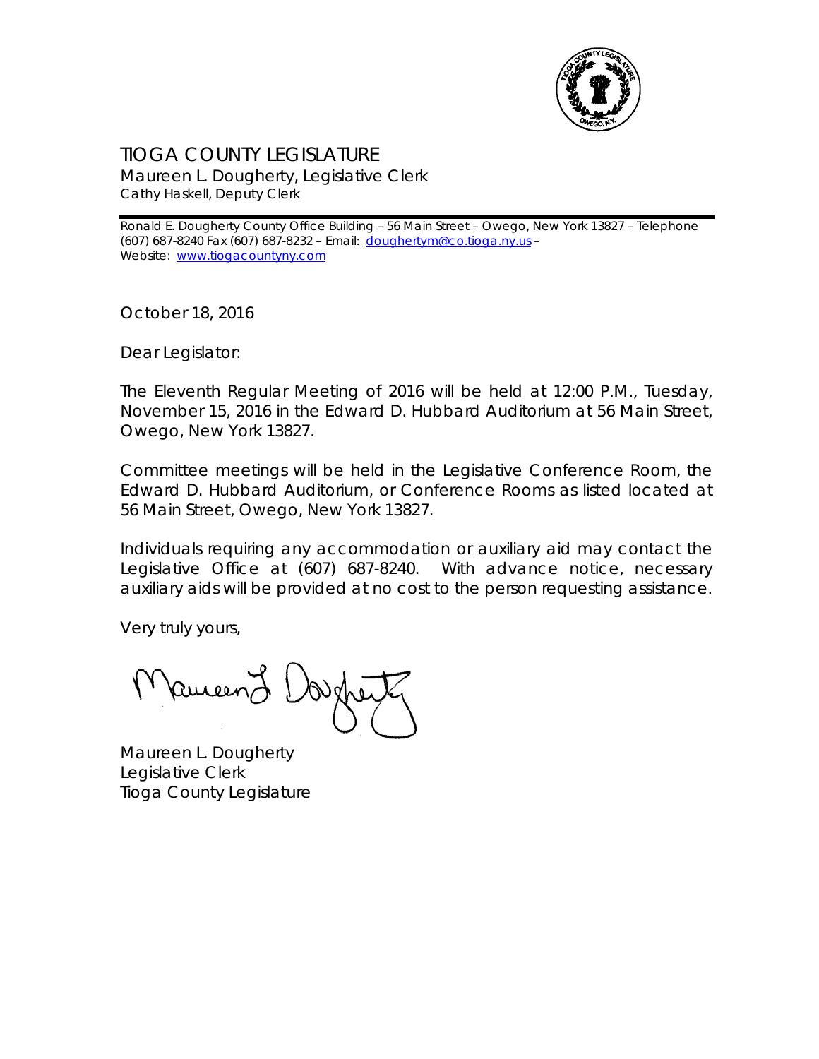# TIOGA COUNTY LEGISLATURE

Maureen L. Dougherty, Legislative Clerk
Cathy Haskell, Deputy Clerk

Ronald E. Dougherty County Office Building – 56 Main Street – Owego, New York 13827 – Telephone (607) 687-8240 Fax (607) 687-8232 – Email: doughertym@co.tioga.ny.us – Website: www.tiogacountyny.com

October 18, 2016

Dear Legislator:

The Eleventh Regular Meeting of 2016 will be held at 12:00 P.M., Tuesday, November 15, 2016 in the Edward D. Hubbard Auditorium at 56 Main Street, Owego, New York 13827.

Committee meetings will be held in the Legislative Conference Room, the Edward D. Hubbard Auditorium, or Conference Rooms as listed located at 56 Main Street, Owego, New York 13827.

Individuals requiring any accommodation or auxiliary aid may contact the Legislative Office at (607) 687-8240. With advance notice, necessary auxiliary aids will be provided at no cost to the person requesting assistance.

Very truly yours,

Maureen L. Dougherty
Legislative Clerk
Tioga County Legislature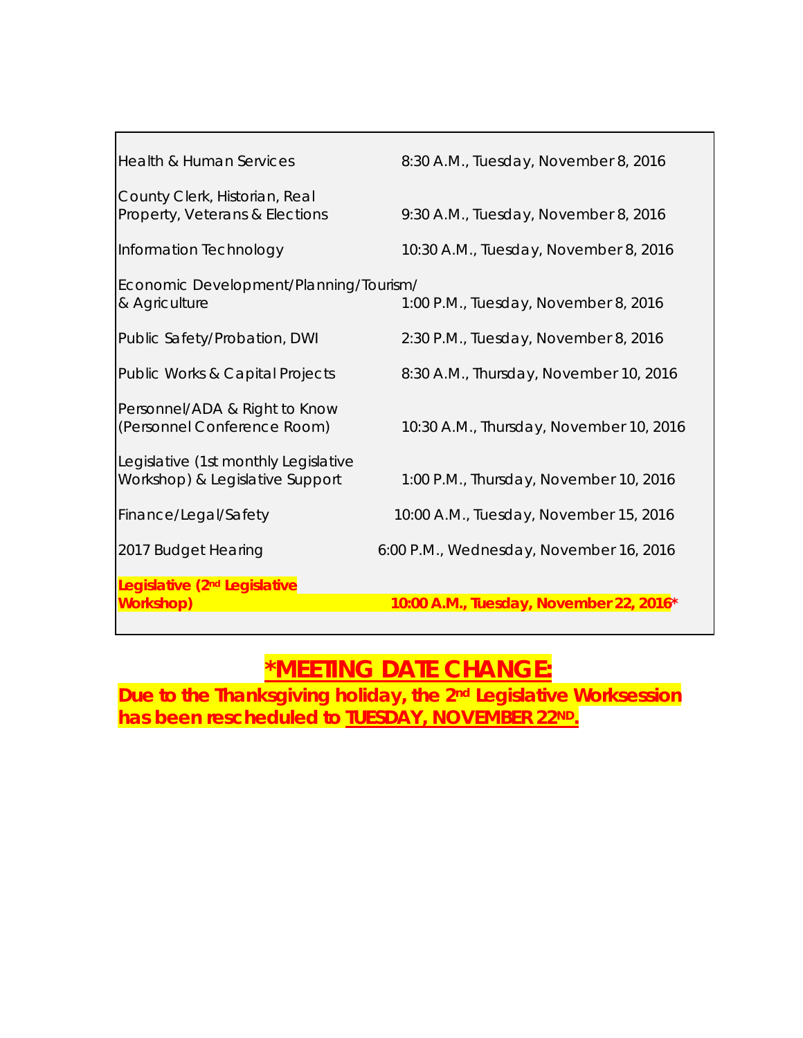| | |
|---|---|
| Health & Human Services | 8:30 A.M., Tuesday, November 8, 2016 |
| County Clerk, Historian, Real Property, Veterans & Elections | 9:30 A.M., Tuesday, November 8, 2016 |
| Information Technology | 10:30 A.M., Tuesday, November 8, 2016 |
| Economic Development/Planning/Tourism/ & Agriculture | 1:00 P.M., Tuesday, November 8, 2016 |
| Public Safety/Probation, DWI | 2:30 P.M., Tuesday, November 8, 2016 |
| Public Works & Capital Projects | 8:30 A.M., Thursday, November 10, 2016 |
| Personnel/ADA & Right to Know (Personnel Conference Room) | 10:30 A.M., Thursday, November 10, 2016 |
| Legislative (1st monthly Legislative Workshop) & Legislative Support | 1:00 P.M., Thursday, November 10, 2016 |
| Finance/Legal/Safety | 10:00 A.M., Tuesday, November 15, 2016 |
| 2017 Budget Hearing | 6:00 P.M., Wednesday, November 16, 2016 |
| **Legislative (2nd Legislative Workshop)** | **10:00 A.M., Tuesday, November 22, 2016*** |

## *MEETING DATE CHANGE:

**Due to the Thanksgiving holiday, the 2nd Legislative Worksession has been rescheduled to TUESDAY, NOVEMBER 22ND.**